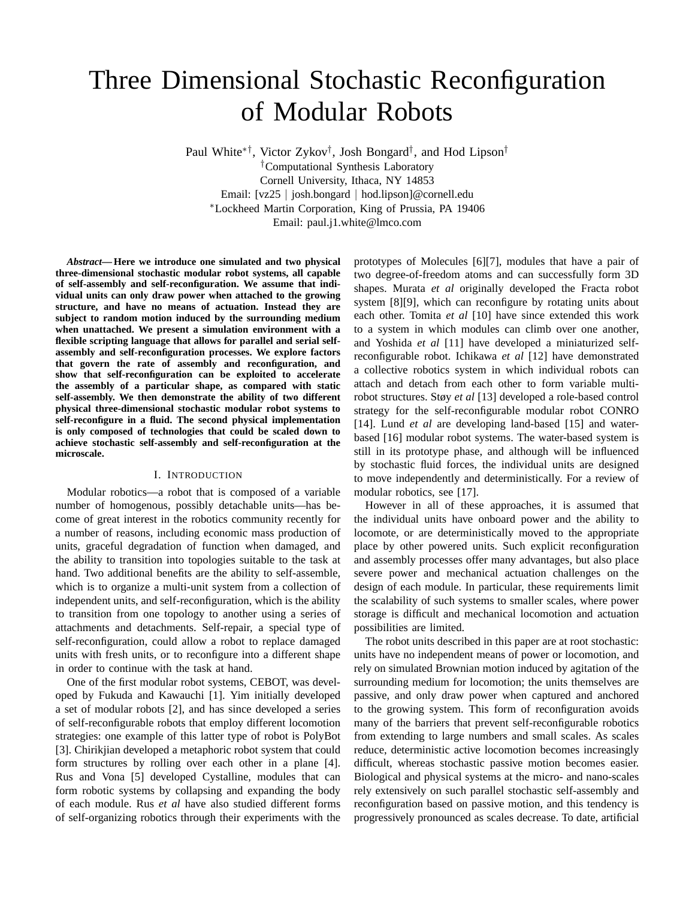# Three Dimensional Stochastic Reconfiguration of Modular Robots

Paul White[*†], Victor Zykov[†], Josh Bongard[†], and Hod Lipson[†]

[†]Computational Synthesis Laboratory
Cornell University, Ithaca, NY 14853
Email: [vz25 | josh.bongard | hod.lipson]@cornell.edu

[*]Lockheed Martin Corporation, King of Prussia, PA 19406
Email: paul.j1.white@lmco.com

***Abstract*— Here we introduce one simulated and two physical three-dimensional stochastic modular robot systems, all capable of self-assembly and self-reconfiguration. We assume that individual units can only draw power when attached to the growing structure, and have no means of actuation. Instead they are subject to random motion induced by the surrounding medium when unattached. We present a simulation environment with a flexible scripting language that allows for parallel and serial self-assembly and self-reconfiguration processes. We explore factors that govern the rate of assembly and reconfiguration, and show that self-reconfiguration can be exploited to accelerate the assembly of a particular shape, as compared with static self-assembly. We then demonstrate the ability of two different physical three-dimensional stochastic modular robot systems to self-reconfigure in a fluid. The second physical implementation is only composed of technologies that could be scaled down to achieve stochastic self-assembly and self-reconfiguration at the microscale.**

## I. Introduction

Modular robotics—a robot that is composed of a variable number of homogenous, possibly detachable units—has become of great interest in the robotics community recently for a number of reasons, including economic mass production of units, graceful degradation of function when damaged, and the ability to transition into topologies suitable to the task at hand. Two additional benefits are the ability to self-assemble, which is to organize a multi-unit system from a collection of independent units, and self-reconfiguration, which is the ability to transition from one topology to another using a series of attachments and detachments. Self-repair, a special type of self-reconfiguration, could allow a robot to replace damaged units with fresh units, or to reconfigure into a different shape in order to continue with the task at hand.

One of the first modular robot systems, CEBOT, was developed by Fukuda and Kawauchi [1]. Yim initially developed a set of modular robots [2], and has since developed a series of self-reconfigurable robots that employ different locomotion strategies: one example of this latter type of robot is PolyBot [3]. Chirikjian developed a metaphoric robot system that could form structures by rolling over each other in a plane [4]. Rus and Vona [5] developed Cystalline, modules that can form robotic systems by collapsing and expanding the body of each module. Rus *et al* have also studied different forms of self-organizing robotics through their experiments with the prototypes of Molecules [6][7], modules that have a pair of two degree-of-freedom atoms and can successfully form 3D shapes. Murata *et al* originally developed the Fracta robot system [8][9], which can reconfigure by rotating units about each other. Tomita *et al* [10] have since extended this work to a system in which modules can climb over one another, and Yoshida *et al* [11] have developed a miniaturized self-reconfigurable robot. Ichikawa *et al* [12] have demonstrated a collective robotics system in which individual robots can attach and detach from each other to form variable multi-robot structures. Støy *et al* [13] developed a role-based control strategy for the self-reconfigurable modular robot CONRO [14]. Lund *et al* are developing land-based [15] and water-based [16] modular robot systems. The water-based system is still in its prototype phase, and although will be influenced by stochastic fluid forces, the individual units are designed to move independently and deterministically. For a review of modular robotics, see [17].

However in all of these approaches, it is assumed that the individual units have onboard power and the ability to locomote, or are deterministically moved to the appropriate place by other powered units. Such explicit reconfiguration and assembly processes offer many advantages, but also place severe power and mechanical actuation challenges on the design of each module. In particular, these requirements limit the scalability of such systems to smaller scales, where power storage is difficult and mechanical locomotion and actuation possibilities are limited.

The robot units described in this paper are at root stochastic: units have no independent means of power or locomotion, and rely on simulated Brownian motion induced by agitation of the surrounding medium for locomotion; the units themselves are passive, and only draw power when captured and anchored to the growing system. This form of reconfiguration avoids many of the barriers that prevent self-reconfigurable robotics from extending to large numbers and small scales. As scales reduce, deterministic active locomotion becomes increasingly difficult, whereas stochastic passive motion becomes easier. Biological and physical systems at the micro- and nano-scales rely extensively on such parallel stochastic self-assembly and reconfiguration based on passive motion, and this tendency is progressively pronounced as scales decrease. To date, artificial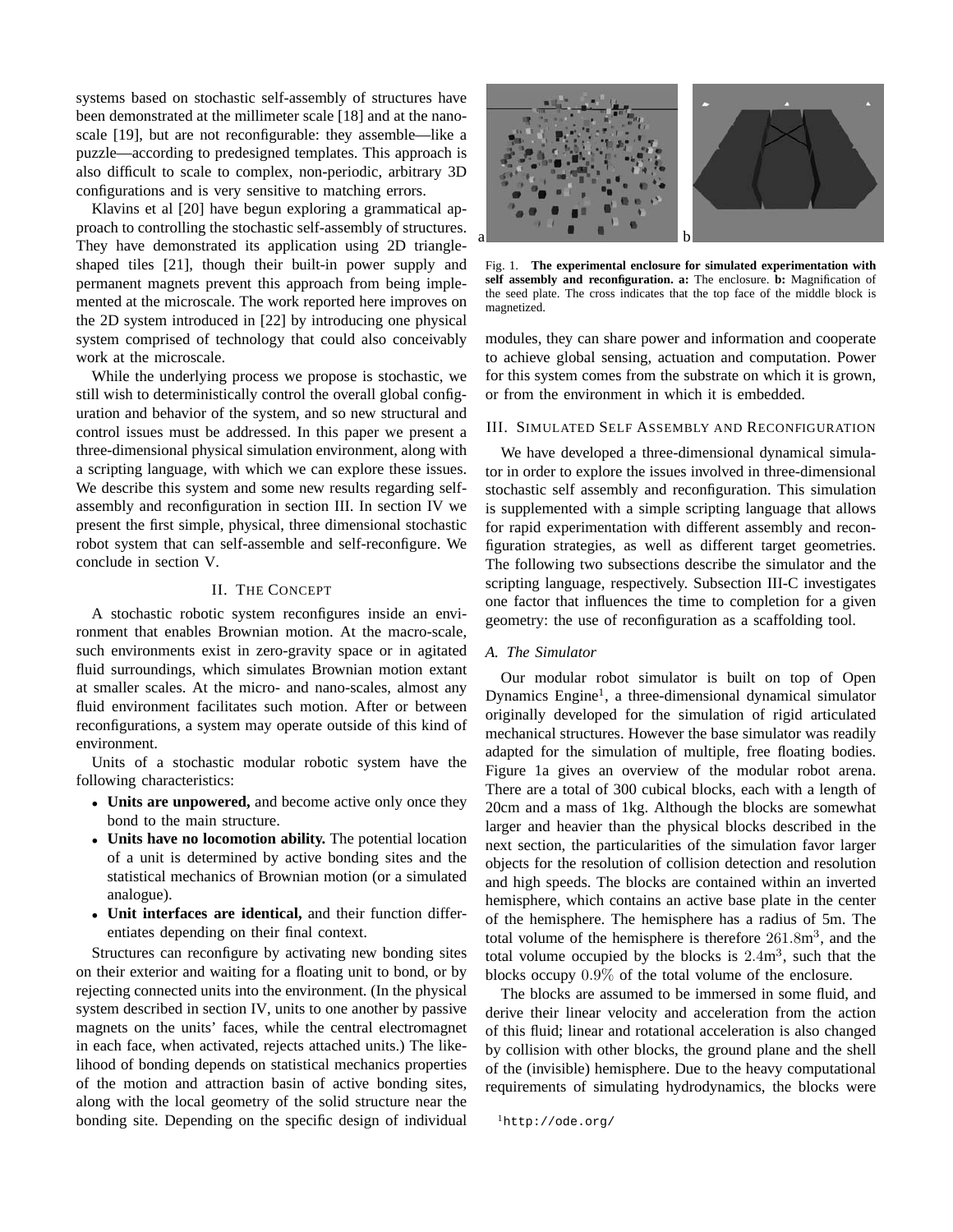systems based on stochastic self-assembly of structures have been demonstrated at the millimeter scale [18] and at the nanoscale [19], but are not reconfigurable: they assemble—like a puzzle—according to predesigned templates. This approach is also difficult to scale to complex, non-periodic, arbitrary 3D configurations and is very sensitive to matching errors.

Klavins et al [20] have begun exploring a grammatical approach to controlling the stochastic self-assembly of structures. They have demonstrated its application using 2D triangle-shaped tiles [21], though their built-in power supply and permanent magnets prevent this approach from being implemented at the microscale. The work reported here improves on the 2D system introduced in [22] by introducing one physical system comprised of technology that could also conceivably work at the microscale.

While the underlying process we propose is stochastic, we still wish to deterministically control the overall global configuration and behavior of the system, and so new structural and control issues must be addressed. In this paper we present a three-dimensional physical simulation environment, along with a scripting language, with which we can explore these issues. We describe this system and some new results regarding self-assembly and reconfiguration in section III. In section IV we present the first simple, physical, three dimensional stochastic robot system that can self-assemble and self-reconfigure. We conclude in section V.

## II. The Concept

A stochastic robotic system reconfigures inside an environment that enables Brownian motion. At the macro-scale, such environments exist in zero-gravity space or in agitated fluid surroundings, which simulates Brownian motion extant at smaller scales. At the micro- and nano-scales, almost any fluid environment facilitates such motion. After or between reconfigurations, a system may operate outside of this kind of environment.

Units of a stochastic modular robotic system have the following characteristics:

- **Units are unpowered,** and become active only once they bond to the main structure.
- **Units have no locomotion ability.** The potential location of a unit is determined by active bonding sites and the statistical mechanics of Brownian motion (or a simulated analogue).
- **Unit interfaces are identical,** and their function differentiates depending on their final context.

Structures can reconfigure by activating new bonding sites on their exterior and waiting for a floating unit to bond, or by rejecting connected units into the environment. (In the physical system described in section IV, units to one another by passive magnets on the units' faces, while the central electromagnet in each face, when activated, rejects attached units.) The likelihood of bonding depends on statistical mechanics properties of the motion and attraction basin of active bonding sites, along with the local geometry of the solid structure near the bonding site. Depending on the specific design of individual modules, they can share power and information and cooperate to achieve global sensing, actuation and computation. Power for this system comes from the substrate on which it is grown, or from the environment in which it is embedded.

Fig. 1. **The experimental enclosure for simulated experimentation with self assembly and reconfiguration. a:** The enclosure. **b:** Magnification of the seed plate. The cross indicates that the top face of the middle block is magnetized.

## III. Simulated Self Assembly and Reconfiguration

We have developed a three-dimensional dynamical simulator in order to explore the issues involved in three-dimensional stochastic self assembly and reconfiguration. This simulation is supplemented with a simple scripting language that allows for rapid experimentation with different assembly and reconfiguration strategies, as well as different target geometries. The following two subsections describe the simulator and the scripting language, respectively. Subsection III-C investigates one factor that influences the time to completion for a given geometry: the use of reconfiguration as a scaffolding tool.

### A. The Simulator

Our modular robot simulator is built on top of Open Dynamics Engine[1], a three-dimensional dynamical simulator originally developed for the simulation of rigid articulated mechanical structures. However the base simulator was readily adapted for the simulation of multiple, free floating bodies. Figure 1a gives an overview of the modular robot arena. There are a total of 300 cubical blocks, each with a length of 20cm and a mass of 1kg. Although the blocks are somewhat larger and heavier than the physical blocks described in the next section, the particularities of the simulation favor larger objects for the resolution of collision detection and resolution and high speeds. The blocks are contained within an inverted hemisphere, which contains an active base plate in the center of the hemisphere. The hemisphere has a radius of 5m. The total volume of the hemisphere is therefore $261.8\text{m}^3$, and the total volume occupied by the blocks is $2.4\text{m}^3$, such that the blocks occupy $0.9\%$ of the total volume of the enclosure.

The blocks are assumed to be immersed in some fluid, and derive their linear velocity and acceleration from the action of this fluid; linear and rotational acceleration is also changed by collision with other blocks, the ground plane and the shell of the (invisible) hemisphere. Due to the heavy computational requirements of simulating hydrodynamics, the blocks were

[1] http://ode.org/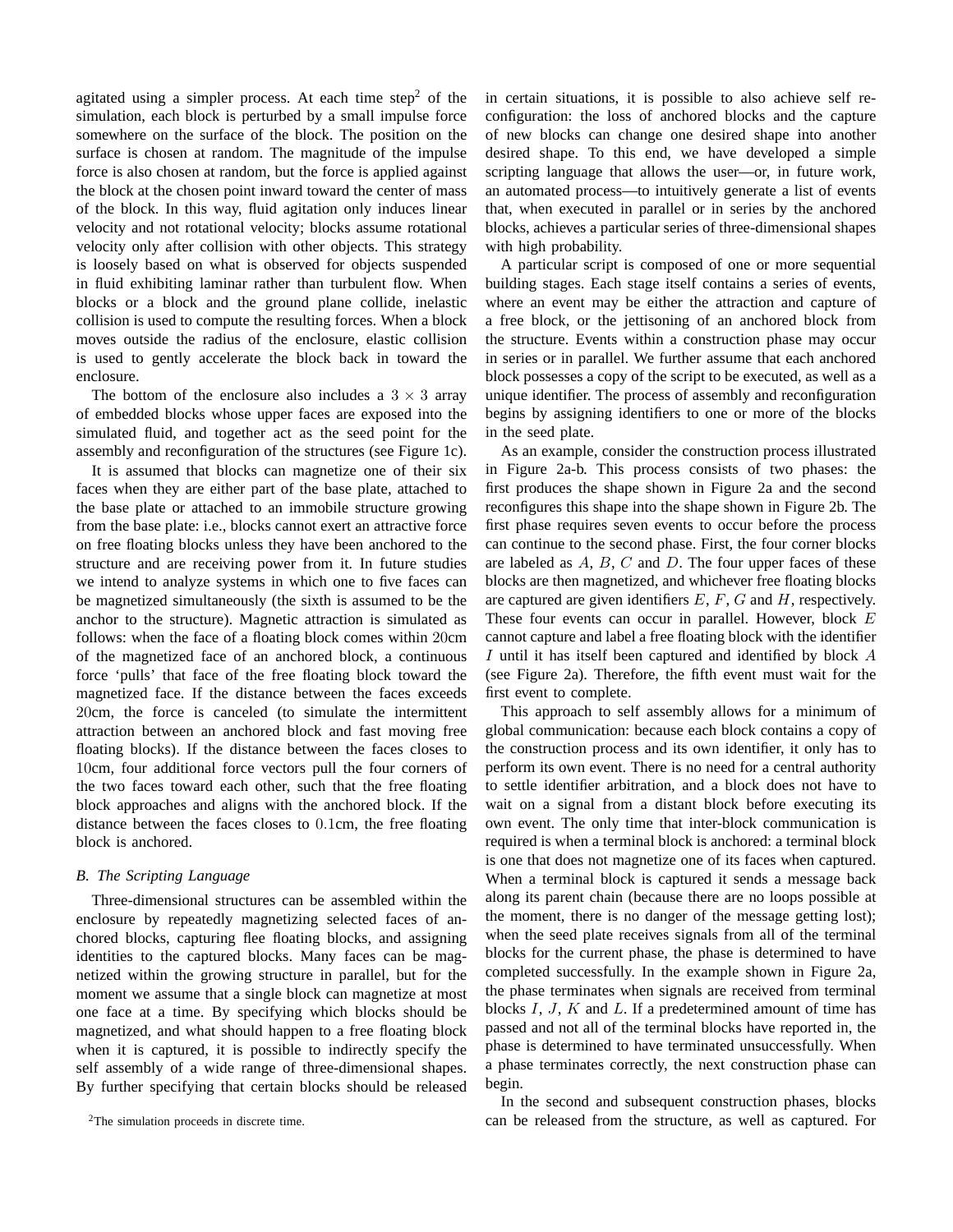agitated using a simpler process. At each time step[2] of the simulation, each block is perturbed by a small impulse force somewhere on the surface of the block. The position on the surface is chosen at random. The magnitude of the impulse force is also chosen at random, but the force is applied against the block at the chosen point inward toward the center of mass of the block. In this way, fluid agitation only induces linear velocity and not rotational velocity; blocks assume rotational velocity only after collision with other objects. This strategy is loosely based on what is observed for objects suspended in fluid exhibiting laminar rather than turbulent flow. When blocks or a block and the ground plane collide, inelastic collision is used to compute the resulting forces. When a block moves outside the radius of the enclosure, elastic collision is used to gently accelerate the block back in toward the enclosure.

The bottom of the enclosure also includes a $3 \times 3$ array of embedded blocks whose upper faces are exposed into the simulated fluid, and together act as the seed point for the assembly and reconfiguration of the structures (see Figure 1c).

It is assumed that blocks can magnetize one of their six faces when they are either part of the base plate, attached to the base plate or attached to an immobile structure growing from the base plate: i.e., blocks cannot exert an attractive force on free floating blocks unless they have been anchored to the structure and are receiving power from it. In future studies we intend to analyze systems in which one to five faces can be magnetized simultaneously (the sixth is assumed to be the anchor to the structure). Magnetic attraction is simulated as follows: when the face of a floating block comes within $20$cm of the magnetized face of an anchored block, a continuous force 'pulls' that face of the free floating block toward the magnetized face. If the distance between the faces exceeds $20$cm, the force is canceled (to simulate the intermittent attraction between an anchored block and fast moving free floating blocks). If the distance between the faces closes to $10$cm, four additional force vectors pull the four corners of the two faces toward each other, such that the free floating block approaches and aligns with the anchored block. If the distance between the faces closes to $0.1$cm, the free floating block is anchored.

### B. The Scripting Language

Three-dimensional structures can be assembled within the enclosure by repeatedly magnetizing selected faces of anchored blocks, capturing flee floating blocks, and assigning identities to the captured blocks. Many faces can be magnetized within the growing structure in parallel, but for the moment we assume that a single block can magnetize at most one face at a time. By specifying which blocks should be magnetized, and what should happen to a free floating block when it is captured, it is possible to indirectly specify the self assembly of a wide range of three-dimensional shapes. By further specifying that certain blocks should be released in certain situations, it is possible to also achieve self reconfiguration: the loss of anchored blocks and the capture of new blocks can change one desired shape into another desired shape. To this end, we have developed a simple scripting language that allows the user—or, in future work, an automated process—to intuitively generate a list of events that, when executed in parallel or in series by the anchored blocks, achieves a particular series of three-dimensional shapes with high probability.

A particular script is composed of one or more sequential building stages. Each stage itself contains a series of events, where an event may be either the attraction and capture of a free block, or the jettisoning of an anchored block from the structure. Events within a construction phase may occur in series or in parallel. We further assume that each anchored block possesses a copy of the script to be executed, as well as a unique identifier. The process of assembly and reconfiguration begins by assigning identifiers to one or more of the blocks in the seed plate.

As an example, consider the construction process illustrated in Figure 2a-b. This process consists of two phases: the first produces the shape shown in Figure 2a and the second reconfigures this shape into the shape shown in Figure 2b. The first phase requires seven events to occur before the process can continue to the second phase. First, the four corner blocks are labeled as $A$, $B$, $C$ and $D$. The four upper faces of these blocks are then magnetized, and whichever free floating blocks are captured are given identifiers $E$, $F$, $G$ and $H$, respectively. These four events can occur in parallel. However, block $E$ cannot capture and label a free floating block with the identifier $I$ until it has itself been captured and identified by block $A$ (see Figure 2a). Therefore, the fifth event must wait for the first event to complete.

This approach to self assembly allows for a minimum of global communication: because each block contains a copy of the construction process and its own identifier, it only has to perform its own event. There is no need for a central authority to settle identifier arbitration, and a block does not have to wait on a signal from a distant block before executing its own event. The only time that inter-block communication is required is when a terminal block is anchored: a terminal block is one that does not magnetize one of its faces when captured. When a terminal block is captured it sends a message back along its parent chain (because there are no loops possible at the moment, there is no danger of the message getting lost); when the seed plate receives signals from all of the terminal blocks for the current phase, the phase is determined to have completed successfully. In the example shown in Figure 2a, the phase terminates when signals are received from terminal blocks $I$, $J$, $K$ and $L$. If a predetermined amount of time has passed and not all of the terminal blocks have reported in, the phase is determined to have terminated unsuccessfully. When a phase terminates correctly, the next construction phase can begin.

In the second and subsequent construction phases, blocks can be released from the structure, as well as captured. For

[2] The simulation proceeds in discrete time.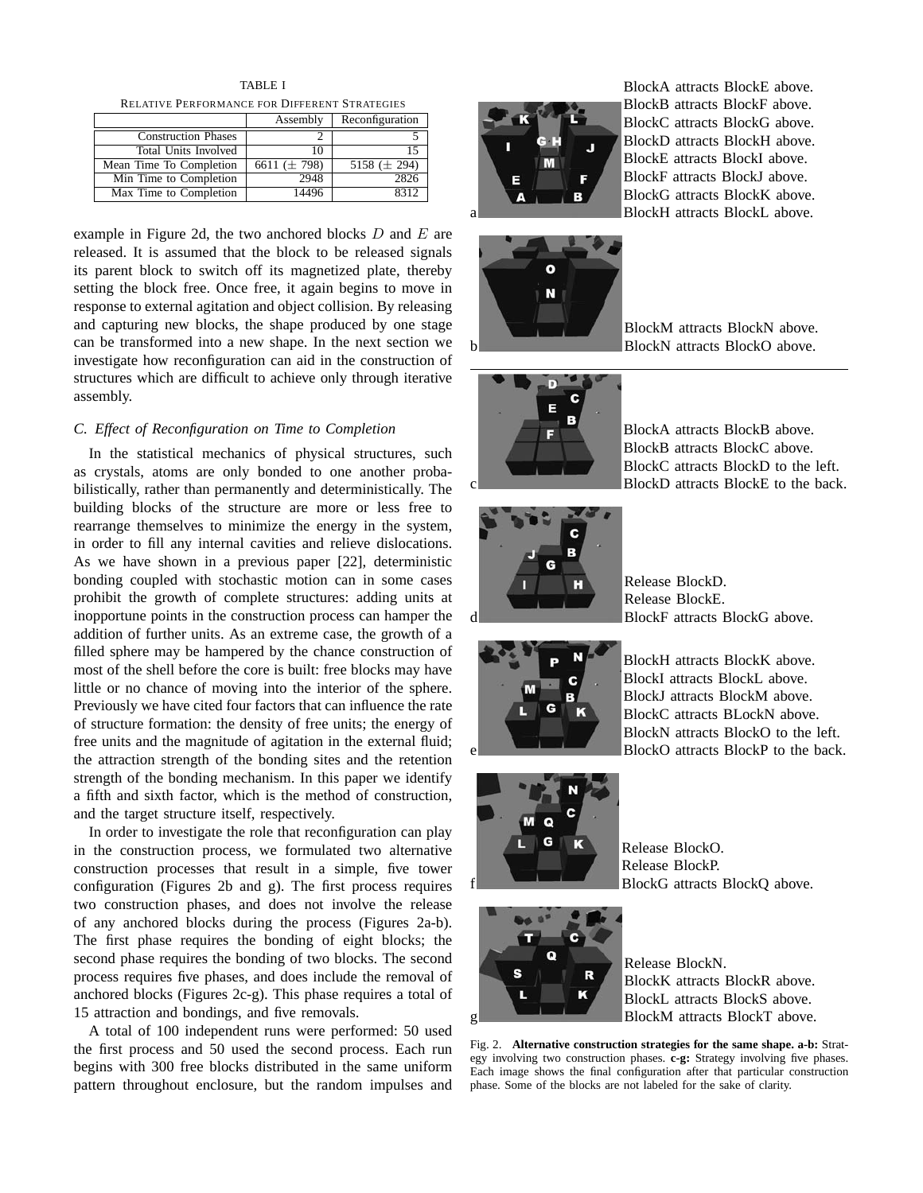TABLE I
RELATIVE PERFORMANCE FOR DIFFERENT STRATEGIES

| | Assembly | Reconfiguration |
|---|---|---|
| Construction Phases | 2 | 5 |
| Total Units Involved | 10 | 15 |
| Mean Time To Completion | 6611 (± 798) | 5158 (± 294) |
| Min Time to Completion | 2948 | 2826 |
| Max Time to Completion | 14496 | 8312 |

example in Figure 2d, the two anchored blocks $D$ and $E$ are released. It is assumed that the block to be released signals its parent block to switch off its magnetized plate, thereby setting the block free. Once free, it again begins to move in response to external agitation and object collision. By releasing and capturing new blocks, the shape produced by one stage can be transformed into a new shape. In the next section we investigate how reconfiguration can aid in the construction of structures which are difficult to achieve only through iterative assembly.

### C. Effect of Reconfiguration on Time to Completion

In the statistical mechanics of physical structures, such as crystals, atoms are only bonded to one another probabilistically, rather than permanently and deterministically. The building blocks of the structure are more or less free to rearrange themselves to minimize the energy in the system, in order to fill any internal cavities and relieve dislocations. As we have shown in a previous paper [22], deterministic bonding coupled with stochastic motion can in some cases prohibit the growth of complete structures: adding units at inopportune points in the construction process can hamper the addition of further units. As an extreme case, the growth of a filled sphere may be hampered by the chance construction of most of the shell before the core is built: free blocks may have little or no chance of moving into the interior of the sphere. Previously we have cited four factors that can influence the rate of structure formation: the density of free units; the energy of free units and the magnitude of agitation in the external fluid; the attraction strength of the bonding sites and the retention strength of the bonding mechanism. In this paper we identify a fifth and sixth factor, which is the method of construction, and the target structure itself, respectively.

In order to investigate the role that reconfiguration can play in the construction process, we formulated two alternative construction processes that result in a simple, five tower configuration (Figures 2b and g). The first process requires two construction phases, and does not involve the release of any anchored blocks during the process (Figures 2a-b). The first phase requires the bonding of eight blocks; the second phase requires the bonding of two blocks. The second process requires five phases, and does include the removal of anchored blocks (Figures 2c-g). This phase requires a total of 15 attraction and bondings, and five removals.

A total of 100 independent runs were performed: 50 used the first process and 50 used the second process. Each run begins with 300 free blocks distributed in the same uniform pattern throughout enclosure, but the random impulses and

a
BlockA attracts BlockE above.
BlockB attracts BlockF above.
BlockC attracts BlockG above.
BlockD attracts BlockH above.
BlockE attracts BlockI above.
BlockF attracts BlockJ above.
BlockG attracts BlockK above.
BlockH attracts BlockL above.

b
BlockM attracts BlockN above.
BlockN attracts BlockO above.

c
BlockA attracts BlockB above.
BlockB attracts BlockC above.
BlockC attracts BlockD to the left.
BlockD attracts BlockE to the back.

d
Release BlockD.
Release BlockE.
BlockF attracts BlockG above.

e
BlockH attracts BlockK above.
BlockI attracts BlockL above.
BlockJ attracts BlockM above.
BlockC attracts BLockN above.
BlockN attracts BlockO to the left.
BlockO attracts BlockP to the back.

f
Release BlockO.
Release BlockP.
BlockG attracts BlockQ above.

g
Release BlockN.
BlockK attracts BlockR above.
BlockL attracts BlockS above.
BlockM attracts BlockT above.

Fig. 2. **Alternative construction strategies for the same shape. a-b:** Strategy involving two construction phases. **c-g:** Strategy involving five phases. Each image shows the final configuration after that particular construction phase. Some of the blocks are not labeled for the sake of clarity.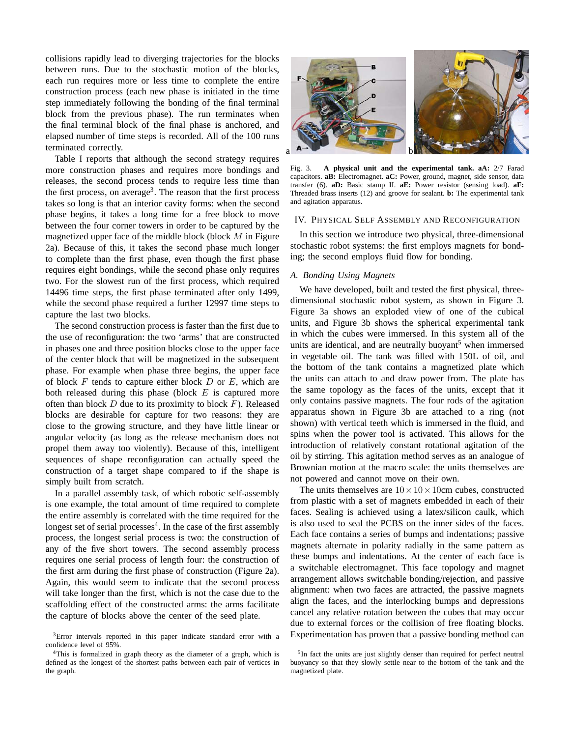collisions rapidly lead to diverging trajectories for the blocks between runs. Due to the stochastic motion of the blocks, each run requires more or less time to complete the entire construction process (each new phase is initiated in the time step immediately following the bonding of the final terminal block from the previous phase). The run terminates when the final terminal block of the final phase is anchored, and elapsed number of time steps is recorded. All of the 100 runs terminated correctly.

Table I reports that although the second strategy requires more construction phases and requires more bondings and releases, the second process tends to require less time than the first process, on average[3]. The reason that the first process takes so long is that an interior cavity forms: when the second phase begins, it takes a long time for a free block to move between the four corner towers in order to be captured by the magnetized upper face of the middle block (block $M$ in Figure 2a). Because of this, it takes the second phase much longer to complete than the first phase, even though the first phase requires eight bondings, while the second phase only requires two. For the slowest run of the first process, which required 14496 time steps, the first phase terminated after only 1499, while the second phase required a further 12997 time steps to capture the last two blocks.

The second construction process is faster than the first due to the use of reconfiguration: the two 'arms' that are constructed in phases one and three position blocks close to the upper face of the center block that will be magnetized in the subsequent phase. For example when phase three begins, the upper face of block $F$ tends to capture either block $D$ or $E$, which are both released during this phase (block $E$ is captured more often than block $D$ due to its proximity to block $F$). Released blocks are desirable for capture for two reasons: they are close to the growing structure, and they have little linear or angular velocity (as long as the release mechanism does not propel them away too violently). Because of this, intelligent sequences of shape reconfiguration can actually speed the construction of a target shape compared to if the shape is simply built from scratch.

In a parallel assembly task, of which robotic self-assembly is one example, the total amount of time required to complete the entire assembly is correlated with the time required for the longest set of serial processes[4]. In the case of the first assembly process, the longest serial process is two: the construction of any of the five short towers. The second assembly process requires one serial process of length four: the construction of the first arm during the first phase of construction (Figure 2a). Again, this would seem to indicate that the second process will take longer than the first, which is not the case due to the scaffolding effect of the constructed arms: the arms facilitate the capture of blocks above the center of the seed plate.

[3]Error intervals reported in this paper indicate standard error with a confidence level of 95%.

[4]This is formalized in graph theory as the diameter of a graph, which is defined as the longest of the shortest paths between each pair of vertices in the graph.

Fig. 3. **A physical unit and the experimental tank. aA:** 2/7 Farad capacitors. **aB:** Electromagnet. **aC:** Power, ground, magnet, side sensor, data transfer (6). **aD:** Basic stamp II. **aE:** Power resistor (sensing load). **aF:** Threaded brass inserts (12) and groove for sealant. **b:** The experimental tank and agitation apparatus.

## IV. Physical Self Assembly and Reconfiguration

In this section we introduce two physical, three-dimensional stochastic robot systems: the first employs magnets for bonding; the second employs fluid flow for bonding.

### A. Bonding Using Magnets

We have developed, built and tested the first physical, three-dimensional stochastic robot system, as shown in Figure 3. Figure 3a shows an exploded view of one of the cubical units, and Figure 3b shows the spherical experimental tank in which the cubes were immersed. In this system all of the units are identical, and are neutrally buoyant[5] when immersed in vegetable oil. The tank was filled with 150L of oil, and the bottom of the tank contains a magnetized plate which the units can attach to and draw power from. The plate has the same topology as the faces of the units, except that it only contains passive magnets. The four rods of the agitation apparatus shown in Figure 3b are attached to a ring (not shown) with vertical teeth which is immersed in the fluid, and spins when the power tool is activated. This allows for the introduction of relatively constant rotational agitation of the oil by stirring. This agitation method serves as an analogue of Brownian motion at the macro scale: the units themselves are not powered and cannot move on their own.

The units themselves are $10 \times 10 \times 10$cm cubes, constructed from plastic with a set of magnets embedded in each of their faces. Sealing is achieved using a latex/silicon caulk, which is also used to seal the PCBS on the inner sides of the faces. Each face contains a series of bumps and indentations; passive magnets alternate in polarity radially in the same pattern as these bumps and indentations. At the center of each face is a switchable electromagnet. This face topology and magnet arrangement allows switchable bonding/rejection, and passive alignment: when two faces are attracted, the passive magnets align the faces, and the interlocking bumps and depressions cancel any relative rotation between the cubes that may occur due to external forces or the collision of free floating blocks. Experimentation has proven that a passive bonding method can

[5]In fact the units are just slightly denser than required for perfect neutral buoyancy so that they slowly settle near to the bottom of the tank and the magnetized plate.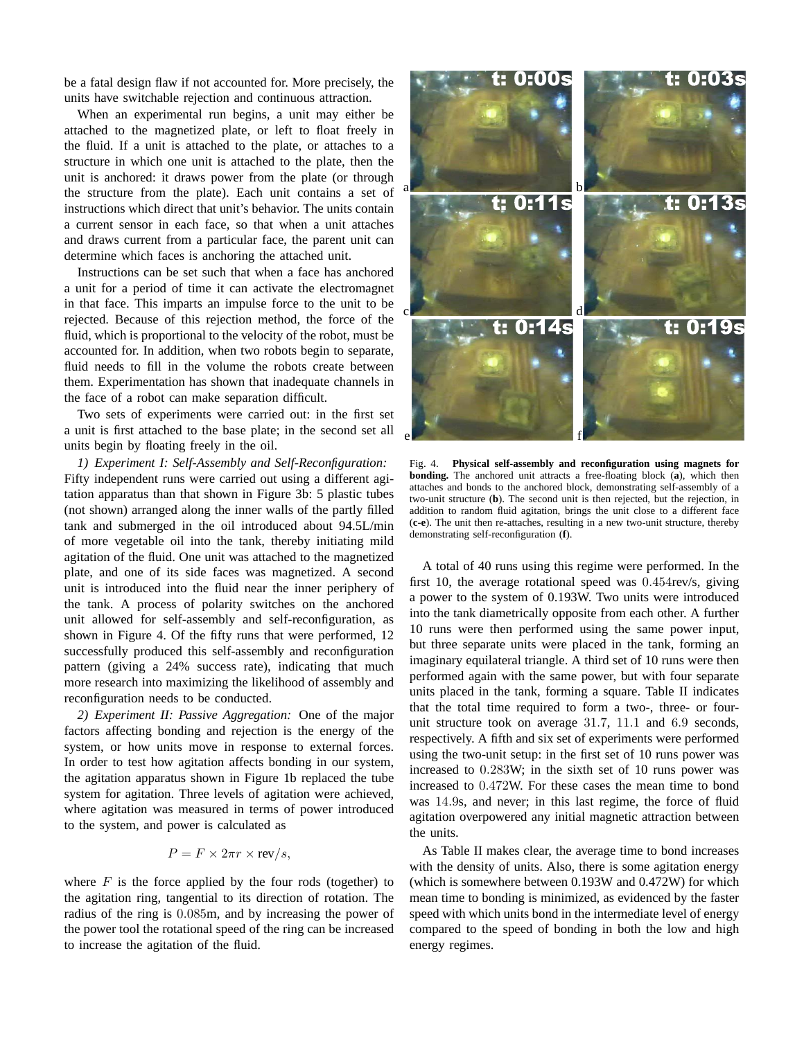be a fatal design flaw if not accounted for. More precisely, the units have switchable rejection and continuous attraction.

When an experimental run begins, a unit may either be attached to the magnetized plate, or left to float freely in the fluid. If a unit is attached to the plate, or attaches to a structure in which one unit is attached to the plate, then the unit is anchored: it draws power from the plate (or through the structure from the plate). Each unit contains a set of instructions which direct that unit's behavior. The units contain a current sensor in each face, so that when a unit attaches and draws current from a particular face, the parent unit can determine which faces is anchoring the attached unit.

Instructions can be set such that when a face has anchored a unit for a period of time it can activate the electromagnet in that face. This imparts an impulse force to the unit to be rejected. Because of this rejection method, the force of the fluid, which is proportional to the velocity of the robot, must be accounted for. In addition, when two robots begin to separate, fluid needs to fill in the volume the robots create between them. Experimentation has shown that inadequate channels in the face of a robot can make separation difficult.

Two sets of experiments were carried out: in the first set a unit is first attached to the base plate; in the second set all units begin by floating freely in the oil.

*1) Experiment I: Self-Assembly and Self-Reconfiguration:* Fifty independent runs were carried out using a different agitation apparatus than that shown in Figure 3b: 5 plastic tubes (not shown) arranged along the inner walls of the partly filled tank and submerged in the oil introduced about 94.5L/min of more vegetable oil into the tank, thereby initiating mild agitation of the fluid. One unit was attached to the magnetized plate, and one of its side faces was magnetized. A second unit is introduced into the fluid near the inner periphery of the tank. A process of polarity switches on the anchored unit allowed for self-assembly and self-reconfiguration, as shown in Figure 4. Of the fifty runs that were performed, 12 successfully produced this self-assembly and reconfiguration pattern (giving a 24% success rate), indicating that much more research into maximizing the likelihood of assembly and reconfiguration needs to be conducted.

*2) Experiment II: Passive Aggregation:* One of the major factors affecting bonding and rejection is the energy of the system, or how units move in response to external forces. In order to test how agitation affects bonding in our system, the agitation apparatus shown in Figure 1b replaced the tube system for agitation. Three levels of agitation were achieved, where agitation was measured in terms of power introduced to the system, and power is calculated as

$$P = F \times 2\pi r \times \text{rev}/s,$$

where $F$ is the force applied by the four rods (together) to the agitation ring, tangential to its direction of rotation. The radius of the ring is $0.085$m, and by increasing the power of the power tool the rotational speed of the ring can be increased to increase the agitation of the fluid.

Fig. 4. **Physical self-assembly and reconfiguration using magnets for bonding.** The anchored unit attracts a free-floating block (**a**), which then attaches and bonds to the anchored block, demonstrating self-assembly of a two-unit structure (**b**). The second unit is then rejected, but the rejection, in addition to random fluid agitation, brings the unit close to a different face (**c**-**e**). The unit then re-attaches, resulting in a new two-unit structure, thereby demonstrating self-reconfiguration (**f**).

A total of 40 runs using this regime were performed. In the first 10, the average rotational speed was $0.454$rev/s, giving a power to the system of 0.193W. Two units were introduced into the tank diametrically opposite from each other. A further 10 runs were then performed using the same power input, but three separate units were placed in the tank, forming an imaginary equilateral triangle. A third set of 10 runs were then performed again with the same power, but with four separate units placed in the tank, forming a square. Table II indicates that the total time required to form a two-, three- or four-unit structure took on average $31.7$, $11.1$ and $6.9$ seconds, respectively. A fifth and six set of experiments were performed using the two-unit setup: in the first set of 10 runs power was increased to $0.283$W; in the sixth set of 10 runs power was increased to $0.472$W. For these cases the mean time to bond was $14.9$s, and never; in this last regime, the force of fluid agitation overpowered any initial magnetic attraction between the units.

As Table II makes clear, the average time to bond increases with the density of units. Also, there is some agitation energy (which is somewhere between 0.193W and 0.472W) for which mean time to bonding is minimized, as evidenced by the faster speed with which units bond in the intermediate level of energy compared to the speed of bonding in both the low and high energy regimes.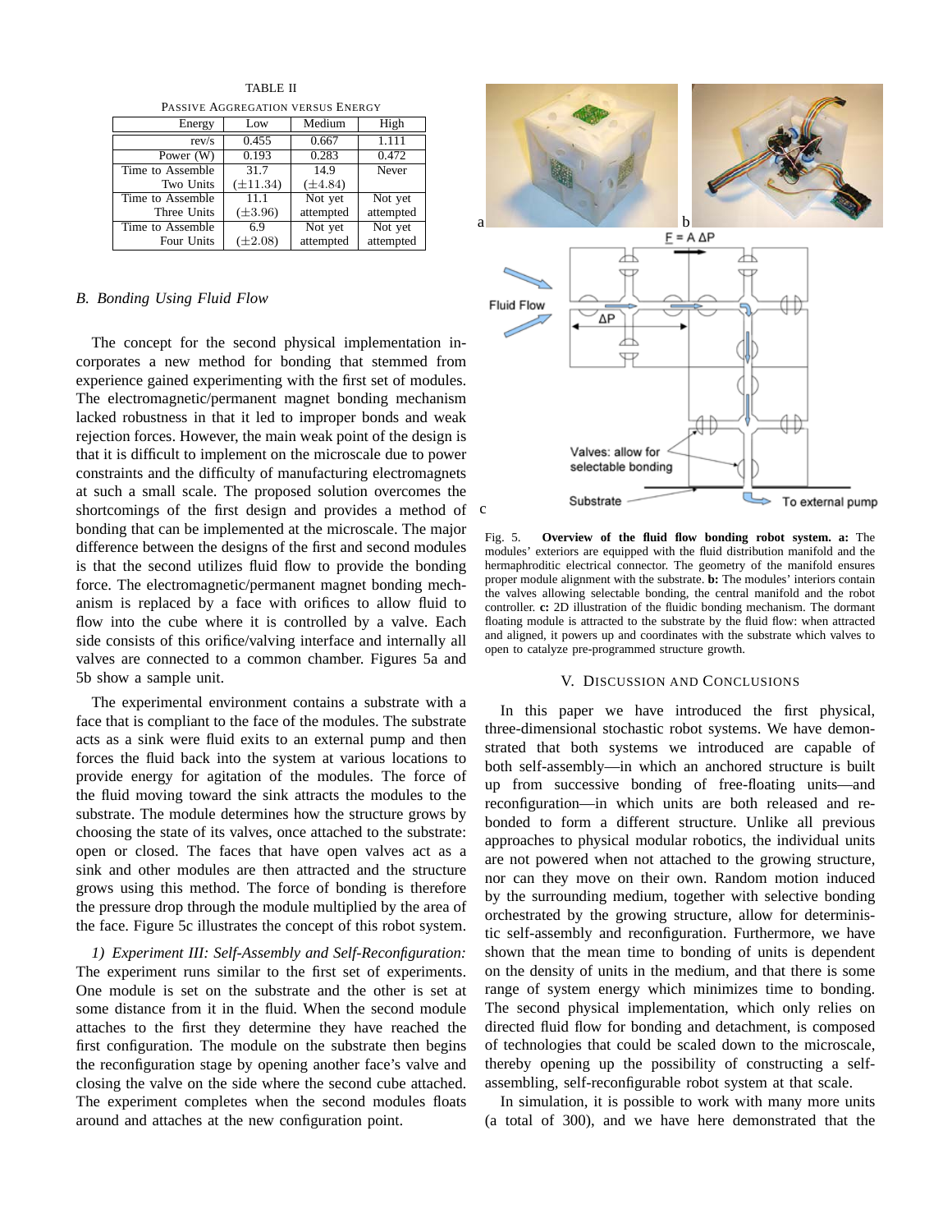TABLE II

PASSIVE AGGREGATION VERSUS ENERGY

| Energy | Low | Medium | High |
|---|---|---|---|
| rev/s | 0.455 | 0.667 | 1.111 |
| Power (W) | 0.193 | 0.283 | 0.472 |
| Time to Assemble Two Units | 31.7 ($\pm$11.34) | 14.9 ($\pm$4.84) | Never |
| Time to Assemble Three Units | 11.1 ($\pm$3.96) | Not yet attempted | Not yet attempted |
| Time to Assemble Four Units | 6.9 ($\pm$2.08) | Not yet attempted | Not yet attempted |

### B. Bonding Using Fluid Flow

The concept for the second physical implementation incorporates a new method for bonding that stemmed from experience gained experimenting with the first set of modules. The electromagnetic/permanent magnet bonding mechanism lacked robustness in that it led to improper bonds and weak rejection forces. However, the main weak point of the design is that it is difficult to implement on the microscale due to power constraints and the difficulty of manufacturing electromagnets at such a small scale. The proposed solution overcomes the shortcomings of the first design and provides a method of bonding that can be implemented at the microscale. The major difference between the designs of the first and second modules is that the second utilizes fluid flow to provide the bonding force. The electromagnetic/permanent magnet bonding mechanism is replaced by a face with orifices to allow fluid to flow into the cube where it is controlled by a valve. Each side consists of this orifice/valving interface and internally all valves are connected to a common chamber. Figures 5a and 5b show a sample unit.

The experimental environment contains a substrate with a face that is compliant to the face of the modules. The substrate acts as a sink were fluid exits to an external pump and then forces the fluid back into the system at various locations to provide energy for agitation of the modules. The force of the fluid moving toward the sink attracts the modules to the substrate. The module determines how the structure grows by choosing the state of its valves, once attached to the substrate: open or closed. The faces that have open valves act as a sink and other modules are then attracted and the structure grows using this method. The force of bonding is therefore the pressure drop through the module multiplied by the area of the face. Figure 5c illustrates the concept of this robot system.

*1) Experiment III: Self-Assembly and Self-Reconfiguration:* The experiment runs similar to the first set of experiments. One module is set on the substrate and the other is set at some distance from it in the fluid. When the second module attaches to the first they determine they have reached the first configuration. The module on the substrate then begins the reconfiguration stage by opening another face's valve and closing the valve on the side where the second cube attached. The experiment completes when the second modules floats around and attaches at the new configuration point.

Fig. 5. **Overview of the fluid flow bonding robot system. a:** The modules' exteriors are equipped with the fluid distribution manifold and the hermaphroditic electrical connector. The geometry of the manifold ensures proper module alignment with the substrate. **b:** The modules' interiors contain the valves allowing selectable bonding, the central manifold and the robot controller. **c:** 2D illustration of the fluidic bonding mechanism. The dormant floating module is attracted to the substrate by the fluid flow: when attracted and aligned, it powers up and coordinates with the substrate which valves to open to catalyze pre-programmed structure growth.

## V. DISCUSSION AND CONCLUSIONS

In this paper we have introduced the first physical, three-dimensional stochastic robot systems. We have demonstrated that both systems we introduced are capable of both self-assembly—in which an anchored structure is built up from successive bonding of free-floating units—and reconfiguration—in which units are both released and rebonded to form a different structure. Unlike all previous approaches to physical modular robotics, the individual units are not powered when not attached to the growing structure, nor can they move on their own. Random motion induced by the surrounding medium, together with selective bonding orchestrated by the growing structure, allow for deterministic self-assembly and reconfiguration. Furthermore, we have shown that the mean time to bonding of units is dependent on the density of units in the medium, and that there is some range of system energy which minimizes time to bonding. The second physical implementation, which only relies on directed fluid flow for bonding and detachment, is composed of technologies that could be scaled down to the microscale, thereby opening up the possibility of constructing a self-assembling, self-reconfigurable robot system at that scale.

In simulation, it is possible to work with many more units (a total of 300), and we have here demonstrated that the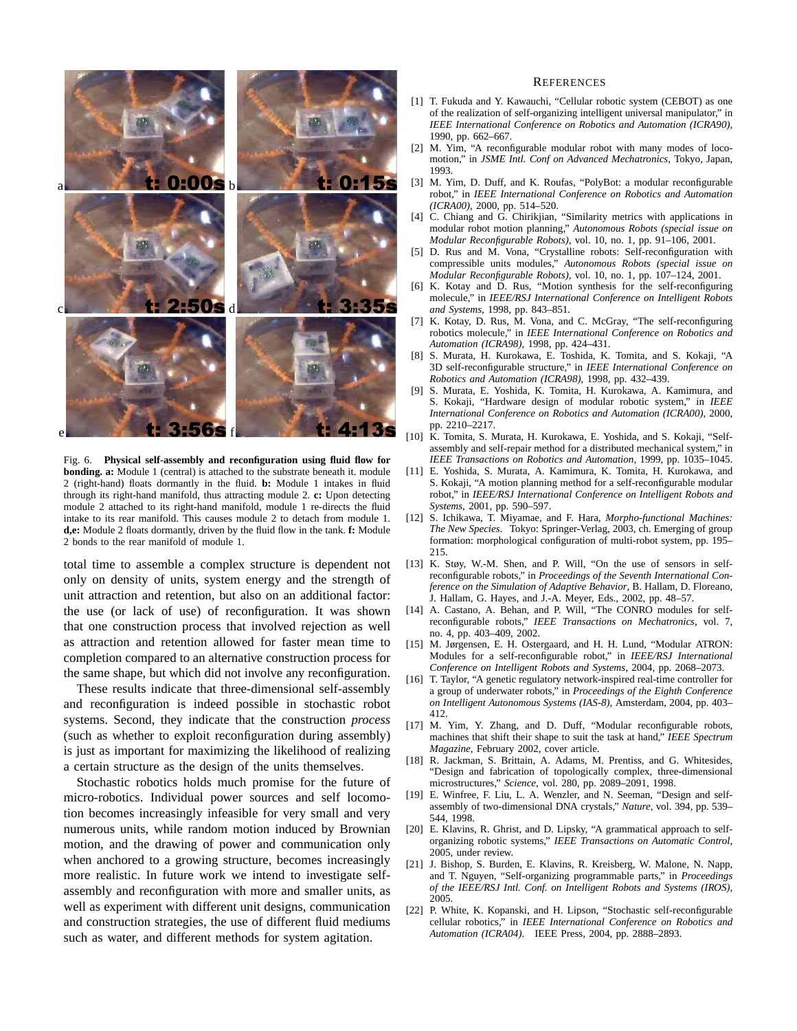Fig. 6. **Physical self-assembly and reconfiguration using fluid flow for bonding. a:** Module 1 (central) is attached to the substrate beneath it. module 2 (right-hand) floats dormantly in the fluid. **b:** Module 1 intakes in fluid through its right-hand manifold, thus attracting module 2. **c:** Upon detecting module 2 attached to its right-hand manifold, module 1 re-directs the fluid intake to its rear manifold. This causes module 2 to detach from module 1. **d,e:** Module 2 floats dormantly, driven by the fluid flow in the tank. **f:** Module 2 bonds to the rear manifold of module 1.

total time to assemble a complex structure is dependent not only on density of units, system energy and the strength of unit attraction and retention, but also on an additional factor: the use (or lack of use) of reconfiguration. It was shown that one construction process that involved rejection as well as attraction and retention allowed for faster mean time to completion compared to an alternative construction process for the same shape, but which did not involve any reconfiguration.

These results indicate that three-dimensional self-assembly and reconfiguration is indeed possible in stochastic robot systems. Second, they indicate that the construction *process* (such as whether to exploit reconfiguration during assembly) is just as important for maximizing the likelihood of realizing a certain structure as the design of the units themselves.

Stochastic robotics holds much promise for the future of micro-robotics. Individual power sources and self locomotion becomes increasingly infeasible for very small and very numerous units, while random motion induced by Brownian motion, and the drawing of power and communication only when anchored to a growing structure, becomes increasingly more realistic. In future work we intend to investigate self-assembly and reconfiguration with more and smaller units, as well as experiment with different unit designs, communication and construction strategies, the use of different fluid mediums such as water, and different methods for system agitation.

## References

[1] T. Fukuda and Y. Kawauchi, "Cellular robotic system (CEBOT) as one of the realization of self-organizing intelligent universal manipulator," in *IEEE International Conference on Robotics and Automation (ICRA90)*, 1990, pp. 662–667.

[2] M. Yim, "A reconfigurable modular robot with many modes of locomotion," in *JSME Intl. Conf on Advanced Mechatronics*, Tokyo, Japan, 1993.

[3] M. Yim, D. Duff, and K. Roufas, "PolyBot: a modular reconfigurable robot," in *IEEE International Conference on Robotics and Automation (ICRA00)*, 2000, pp. 514–520.

[4] C. Chiang and G. Chirikjian, "Similarity metrics with applications in modular robot motion planning," *Autonomous Robots (special issue on Modular Reconfigurable Robots)*, vol. 10, no. 1, pp. 91–106, 2001.

[5] D. Rus and M. Vona, "Crystalline robots: Self-reconfiguration with compressible units modules," *Autonomous Robots (special issue on Modular Reconfigurable Robots)*, vol. 10, no. 1, pp. 107–124, 2001.

[6] K. Kotay and D. Rus, "Motion synthesis for the self-reconfiguring molecule," in *IEEE/RSJ International Conference on Intelligent Robots and Systems*, 1998, pp. 843–851.

[7] K. Kotay, D. Rus, M. Vona, and C. McGray, "The self-reconfiguring robotics molecule," in *IEEE International Conference on Robotics and Automation (ICRA98)*, 1998, pp. 424–431.

[8] S. Murata, H. Kurokawa, E. Toshida, K. Tomita, and S. Kokaji, "A 3D self-reconfigurable structure," in *IEEE International Conference on Robotics and Automation (ICRA98)*, 1998, pp. 432–439.

[9] S. Murata, E. Yoshida, K. Tomita, H. Kurokawa, A. Kamimura, and S. Kokaji, "Hardware design of modular robotic system," in *IEEE International Conference on Robotics and Automation (ICRA00)*, 2000, pp. 2210–2217.

[10] K. Tomita, S. Murata, H. Kurokawa, E. Yoshida, and S. Kokaji, "Self-assembly and self-repair method for a distributed mechanical system," in *IEEE Transactions on Robotics and Automation*, 1999, pp. 1035–1045.

[11] E. Yoshida, S. Murata, A. Kamimura, K. Tomita, H. Kurokawa, and S. Kokaji, "A motion planning method for a self-reconfigurable modular robot," in *IEEE/RSJ International Conference on Intelligent Robots and Systems*, 2001, pp. 590–597.

[12] S. Ichikawa, T. Miyamae, and F. Hara, *Morpho-functional Machines: The New Species*. Tokyo: Springer-Verlag, 2003, ch. Emerging of group formation: morphological configuration of multi-robot system, pp. 195–215.

[13] K. Støy, W.-M. Shen, and P. Will, "On the use of sensors in self-reconfigurable robots," in *Proceedings of the Seventh International Conference on the Simulation of Adaptive Behavior*, B. Hallam, D. Floreano, J. Hallam, G. Hayes, and J.-A. Meyer, Eds., 2002, pp. 48–57.

[14] A. Castano, A. Behan, and P. Will, "The CONRO modules for self-reconfigurable robots," *IEEE Transactions on Mechatronics*, vol. 7, no. 4, pp. 403–409, 2002.

[15] M. Jørgensen, E. H. Ostergaard, and H. H. Lund, "Modular ATRON: Modules for a self-reconfigurable robot," in *IEEE/RSJ International Conference on Intelligent Robots and Systems*, 2004, pp. 2068–2073.

[16] T. Taylor, "A genetic regulatory network-inspired real-time controller for a group of underwater robots," in *Proceedings of the Eighth Conference on Intelligent Autonomous Systems (IAS-8)*, Amsterdam, 2004, pp. 403–412.

[17] M. Yim, Y. Zhang, and D. Duff, "Modular reconfigurable robots, machines that shift their shape to suit the task at hand," *IEEE Spectrum Magazine*, February 2002, cover article.

[18] R. Jackman, S. Brittain, A. Adams, M. Prentiss, and G. Whitesides, "Design and fabrication of topologically complex, three-dimensional microstructures," *Science*, vol. 280, pp. 2089–2091, 1998.

[19] E. Winfree, F. Liu, L. A. Wenzler, and N. Seeman, "Design and self-assembly of two-dimensional DNA crystals," *Nature*, vol. 394, pp. 539–544, 1998.

[20] E. Klavins, R. Ghrist, and D. Lipsky, "A grammatical approach to self-organizing robotic systems," *IEEE Transactions on Automatic Control*, 2005, under review.

[21] J. Bishop, S. Burden, E. Klavins, R. Kreisberg, W. Malone, N. Napp, and T. Nguyen, "Self-organizing programmable parts," in *Proceedings of the IEEE/RSJ Intl. Conf. on Intelligent Robots and Systems (IROS)*, 2005.

[22] P. White, K. Kopanski, and H. Lipson, "Stochastic self-reconfigurable cellular robotics," in *IEEE International Conference on Robotics and Automation (ICRA04)*. IEEE Press, 2004, pp. 2888–2893.